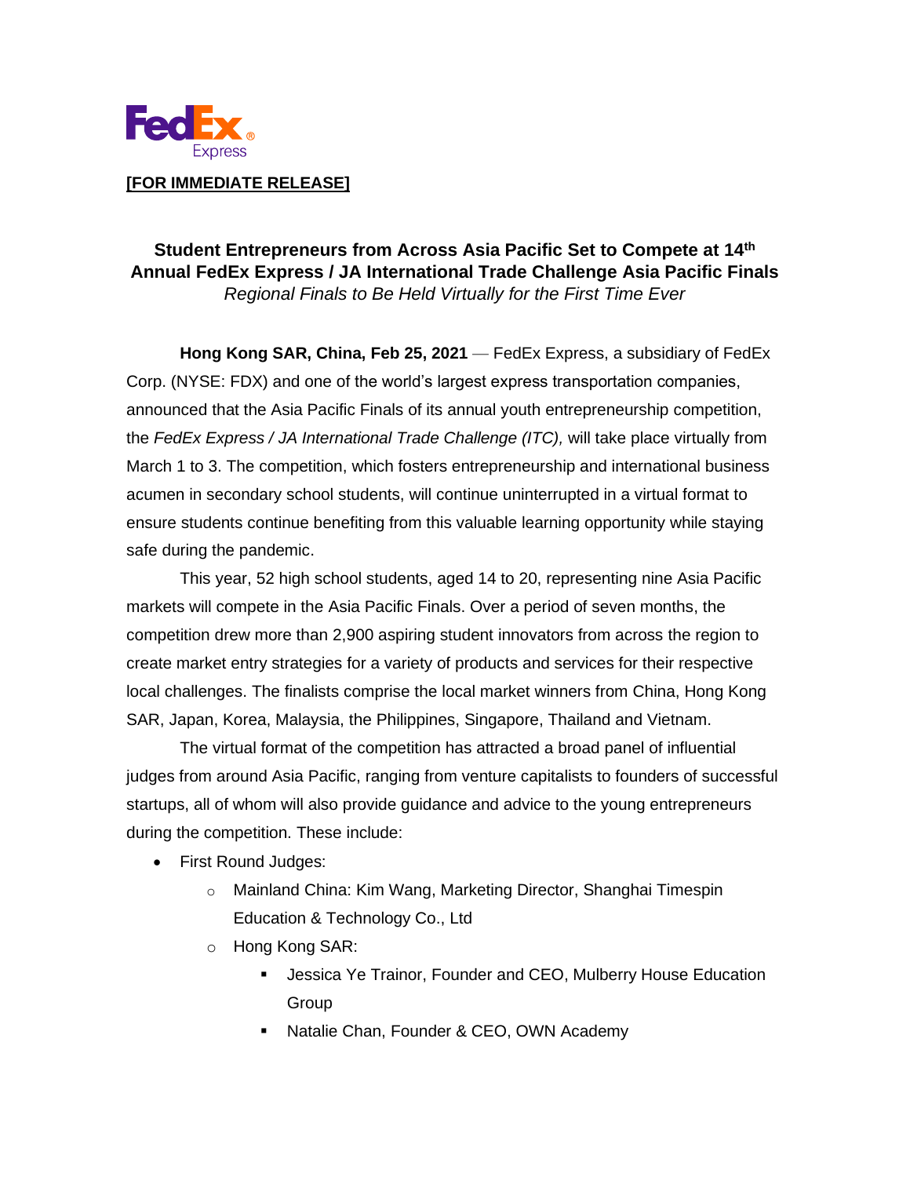**[FOR IMMEDIATE RELEASE]**

# Student Entrepreneurs from Across Asia Pacific Set to Compete at 14th Annual FedEx Express / JA International Trade Challenge Asia Pacific Finals

*Regional Finals to Be Held Virtually for the First Time Ever*

**Hong Kong SAR, China, Feb 25, 2021** — FedEx Express, a subsidiary of FedEx Corp. (NYSE: FDX) and one of the world's largest express transportation companies, announced that the Asia Pacific Finals of its annual youth entrepreneurship competition, the *FedEx Express / JA International Trade Challenge (ITC),* will take place virtually from March 1 to 3. The competition, which fosters entrepreneurship and international business acumen in secondary school students, will continue uninterrupted in a virtual format to ensure students continue benefiting from this valuable learning opportunity while staying safe during the pandemic.

This year, 52 high school students, aged 14 to 20, representing nine Asia Pacific markets will compete in the Asia Pacific Finals. Over a period of seven months, the competition drew more than 2,900 aspiring student innovators from across the region to create market entry strategies for a variety of products and services for their respective local challenges. The finalists comprise the local market winners from China, Hong Kong SAR, Japan, Korea, Malaysia, the Philippines, Singapore, Thailand and Vietnam.

The virtual format of the competition has attracted a broad panel of influential judges from around Asia Pacific, ranging from venture capitalists to founders of successful startups, all of whom will also provide guidance and advice to the young entrepreneurs during the competition. These include:

- First Round Judges:
  - Mainland China: Kim Wang, Marketing Director, Shanghai Timespin Education & Technology Co., Ltd
  - Hong Kong SAR:
    - Jessica Ye Trainor, Founder and CEO, Mulberry House Education Group
    - Natalie Chan, Founder & CEO, OWN Academy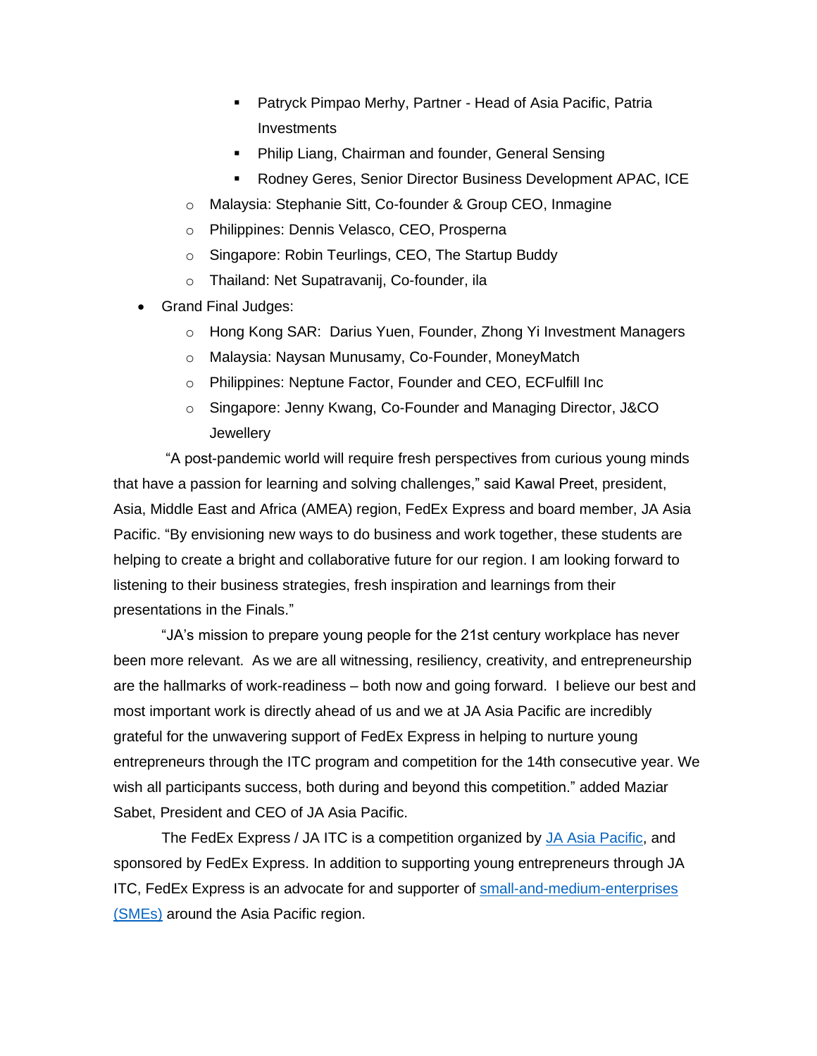- Patryck Pimpao Merhy, Partner - Head of Asia Pacific, Patria Investments
    - Philip Liang, Chairman and founder, General Sensing
    - Rodney Geres, Senior Director Business Development APAC, ICE
  - Malaysia: Stephanie Sitt, Co-founder & Group CEO, Inmagine
  - Philippines: Dennis Velasco, CEO, Prosperna
  - Singapore: Robin Teurlings, CEO, The Startup Buddy
  - Thailand: Net Supatravanij, Co-founder, ila
- Grand Final Judges:
  - Hong Kong SAR: Darius Yuen, Founder, Zhong Yi Investment Managers
  - Malaysia: Naysan Munusamy, Co-Founder, MoneyMatch
  - Philippines: Neptune Factor, Founder and CEO, ECFulfill Inc
  - Singapore: Jenny Kwang, Co-Founder and Managing Director, J&CO Jewellery

"A post-pandemic world will require fresh perspectives from curious young minds that have a passion for learning and solving challenges," said Kawal Preet, president, Asia, Middle East and Africa (AMEA) region, FedEx Express and board member, JA Asia Pacific. "By envisioning new ways to do business and work together, these students are helping to create a bright and collaborative future for our region. I am looking forward to listening to their business strategies, fresh inspiration and learnings from their presentations in the Finals."

"JA's mission to prepare young people for the 21st century workplace has never been more relevant. As we are all witnessing, resiliency, creativity, and entrepreneurship are the hallmarks of work-readiness – both now and going forward. I believe our best and most important work is directly ahead of us and we at JA Asia Pacific are incredibly grateful for the unwavering support of FedEx Express in helping to nurture young entrepreneurs through the ITC program and competition for the 14th consecutive year. We wish all participants success, both during and beyond this competition." added Maziar Sabet, President and CEO of JA Asia Pacific.

The FedEx Express / JA ITC is a competition organized by JA Asia Pacific, and sponsored by FedEx Express. In addition to supporting young entrepreneurs through JA ITC, FedEx Express is an advocate for and supporter of small-and-medium-enterprises (SMEs) around the Asia Pacific region.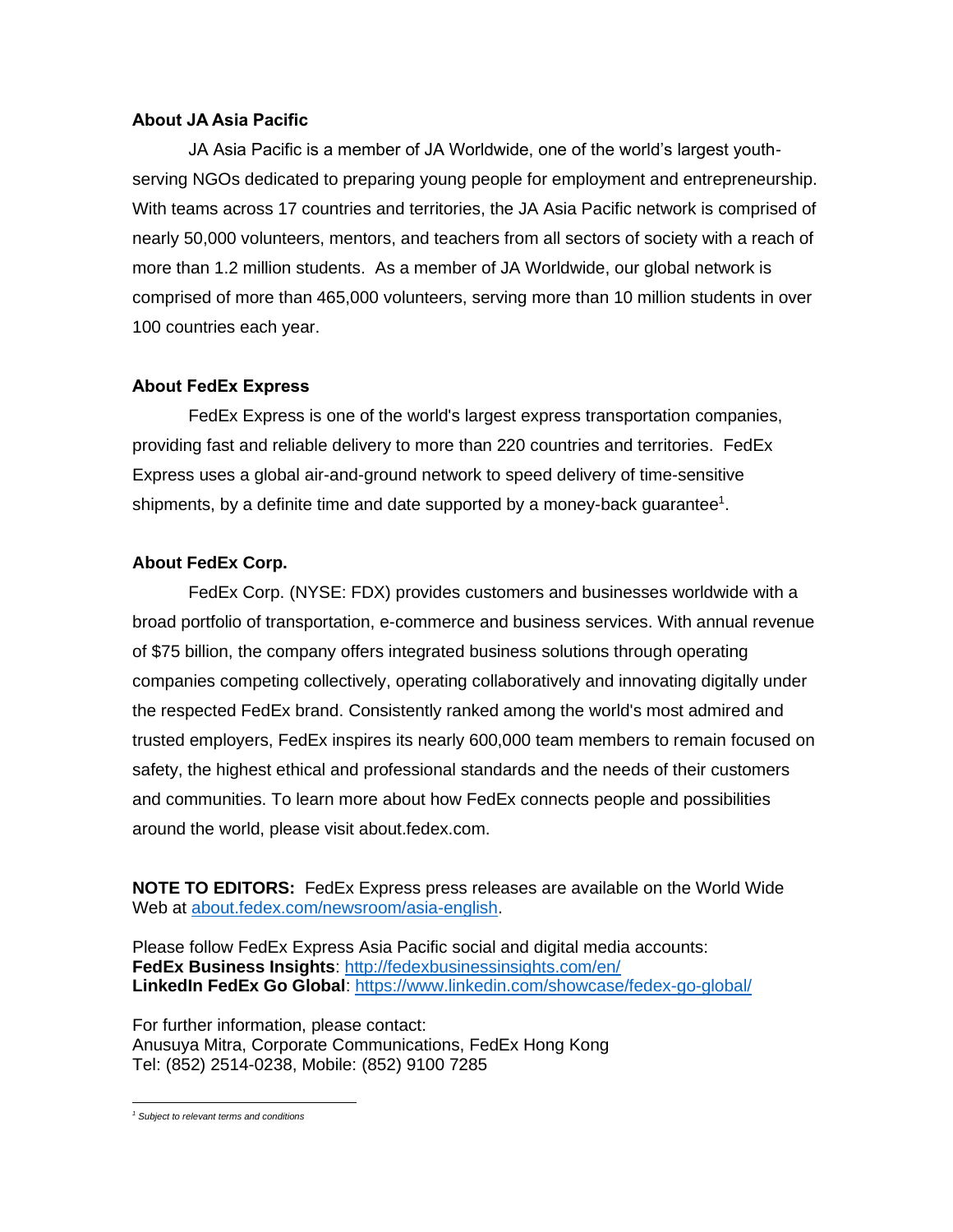**About JA Asia Pacific**

JA Asia Pacific is a member of JA Worldwide, one of the world's largest youth-serving NGOs dedicated to preparing young people for employment and entrepreneurship. With teams across 17 countries and territories, the JA Asia Pacific network is comprised of nearly 50,000 volunteers, mentors, and teachers from all sectors of society with a reach of more than 1.2 million students. As a member of JA Worldwide, our global network is comprised of more than 465,000 volunteers, serving more than 10 million students in over 100 countries each year.

**About FedEx Express**

FedEx Express is one of the world's largest express transportation companies, providing fast and reliable delivery to more than 220 countries and territories. FedEx Express uses a global air-and-ground network to speed delivery of time-sensitive shipments, by a definite time and date supported by a money-back guarantee[1].

**About FedEx Corp.**

FedEx Corp. (NYSE: FDX) provides customers and businesses worldwide with a broad portfolio of transportation, e-commerce and business services. With annual revenue of $75 billion, the company offers integrated business solutions through operating companies competing collectively, operating collaboratively and innovating digitally under the respected FedEx brand. Consistently ranked among the world's most admired and trusted employers, FedEx inspires its nearly 600,000 team members to remain focused on safety, the highest ethical and professional standards and the needs of their customers and communities. To learn more about how FedEx connects people and possibilities around the world, please visit about.fedex.com.

**NOTE TO EDITORS:** FedEx Express press releases are available on the World Wide Web at [about.fedex.com/newsroom/asia-english](about.fedex.com/newsroom/asia-english).

Please follow FedEx Express Asia Pacific social and digital media accounts:
**FedEx Business Insights**: [http://fedexbusinessinsights.com/en/](http://fedexbusinessinsights.com/en/)
**LinkedIn FedEx Go Global**: [https://www.linkedin.com/showcase/fedex-go-global/](https://www.linkedin.com/showcase/fedex-go-global/)

For further information, please contact:
Anusuya Mitra, Corporate Communications, FedEx Hong Kong
Tel: (852) 2514-0238, Mobile: (852) 9100 7285

---

[1] *Subject to relevant terms and conditions*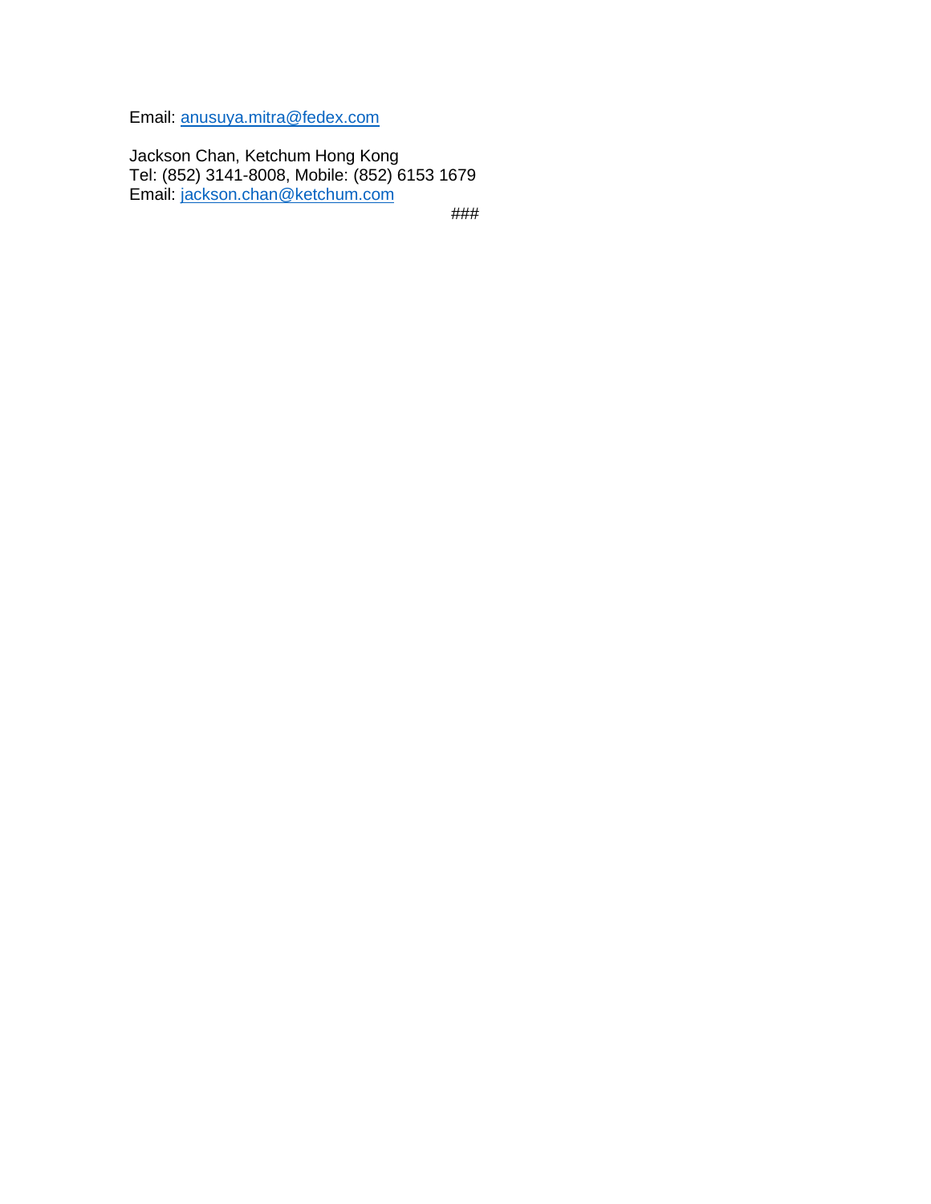Email: anusuya.mitra@fedex.com

Jackson Chan, Ketchum Hong Kong
Tel: (852) 3141-8008, Mobile: (852) 6153 1679
Email: jackson.chan@ketchum.com

###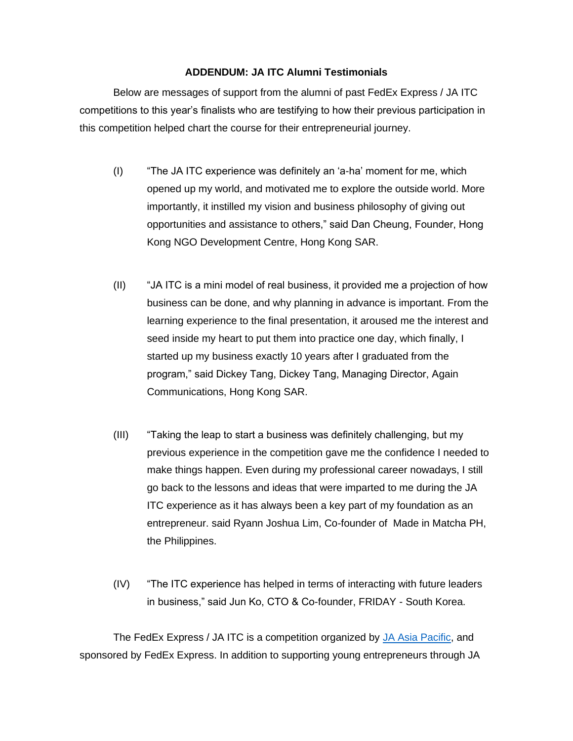**ADDENDUM: JA ITC Alumni Testimonials**

Below are messages of support from the alumni of past FedEx Express / JA ITC competitions to this year's finalists who are testifying to how their previous participation in this competition helped chart the course for their entrepreneurial journey.

(I) "The JA ITC experience was definitely an 'a-ha' moment for me, which opened up my world, and motivated me to explore the outside world. More importantly, it instilled my vision and business philosophy of giving out opportunities and assistance to others," said Dan Cheung, Founder, Hong Kong NGO Development Centre, Hong Kong SAR.

(II) "JA ITC is a mini model of real business, it provided me a projection of how business can be done, and why planning in advance is important. From the learning experience to the final presentation, it aroused me the interest and seed inside my heart to put them into practice one day, which finally, I started up my business exactly 10 years after I graduated from the program," said Dickey Tang, Dickey Tang, Managing Director, Again Communications, Hong Kong SAR.

(III) "Taking the leap to start a business was definitely challenging, but my previous experience in the competition gave me the confidence I needed to make things happen. Even during my professional career nowadays, I still go back to the lessons and ideas that were imparted to me during the JA ITC experience as it has always been a key part of my foundation as an entrepreneur. said Ryann Joshua Lim, Co-founder of Made in Matcha PH, the Philippines.

(IV) "The ITC experience has helped in terms of interacting with future leaders in business," said Jun Ko, CTO & Co-founder, FRIDAY - South Korea.

The FedEx Express / JA ITC is a competition organized by [JA Asia Pacific](), and sponsored by FedEx Express. In addition to supporting young entrepreneurs through JA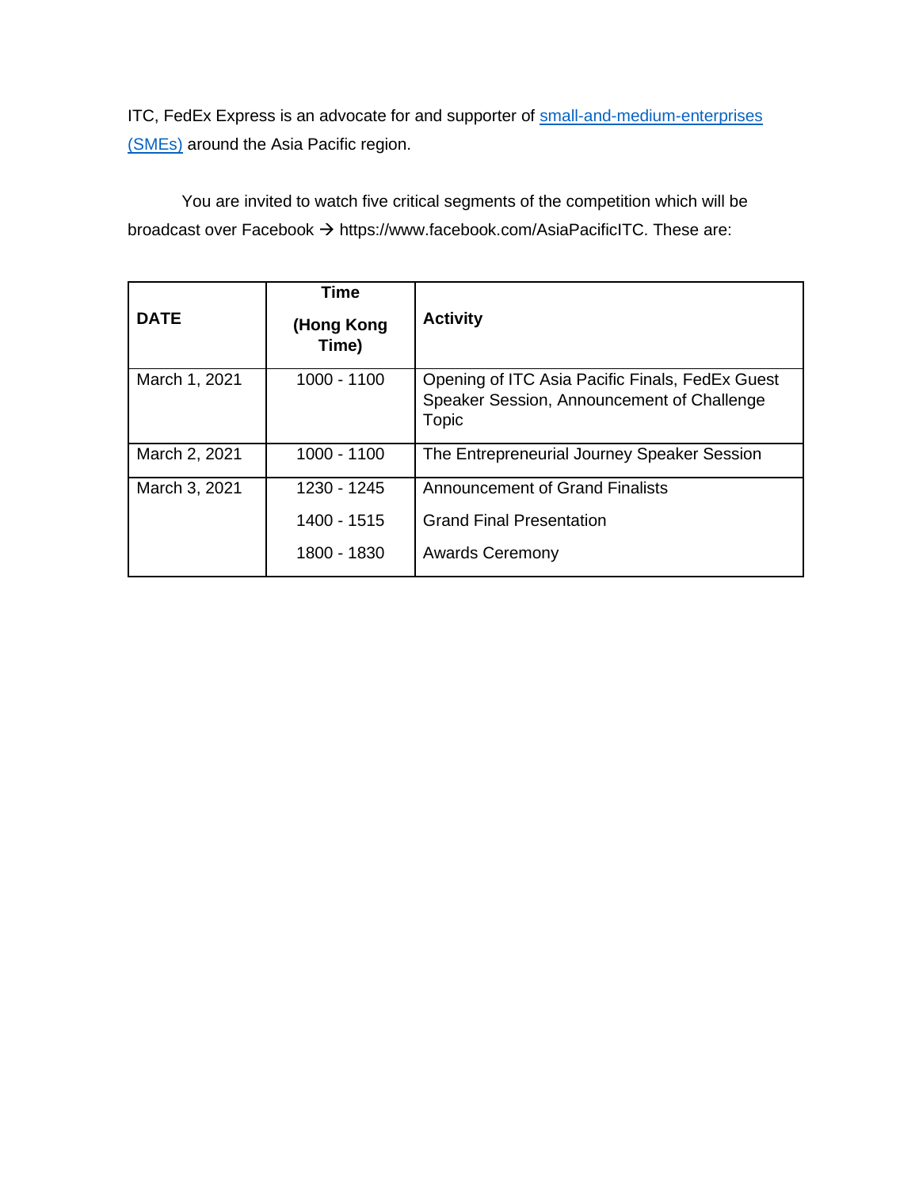ITC, FedEx Express is an advocate for and supporter of small-and-medium-enterprises (SMEs) around the Asia Pacific region.

You are invited to watch five critical segments of the competition which will be broadcast over Facebook → https://www.facebook.com/AsiaPacificITC. These are:

| DATE | Time (Hong Kong Time) | Activity |
|---|---|---|
| March 1, 2021 | 1000 - 1100 | Opening of ITC Asia Pacific Finals, FedEx Guest Speaker Session, Announcement of Challenge Topic |
| March 2, 2021 | 1000 - 1100 | The Entrepreneurial Journey Speaker Session |
| March 3, 2021 | 1230 - 1245 | Announcement of Grand Finalists |
| | 1400 - 1515 | Grand Final Presentation |
| | 1800 - 1830 | Awards Ceremony |